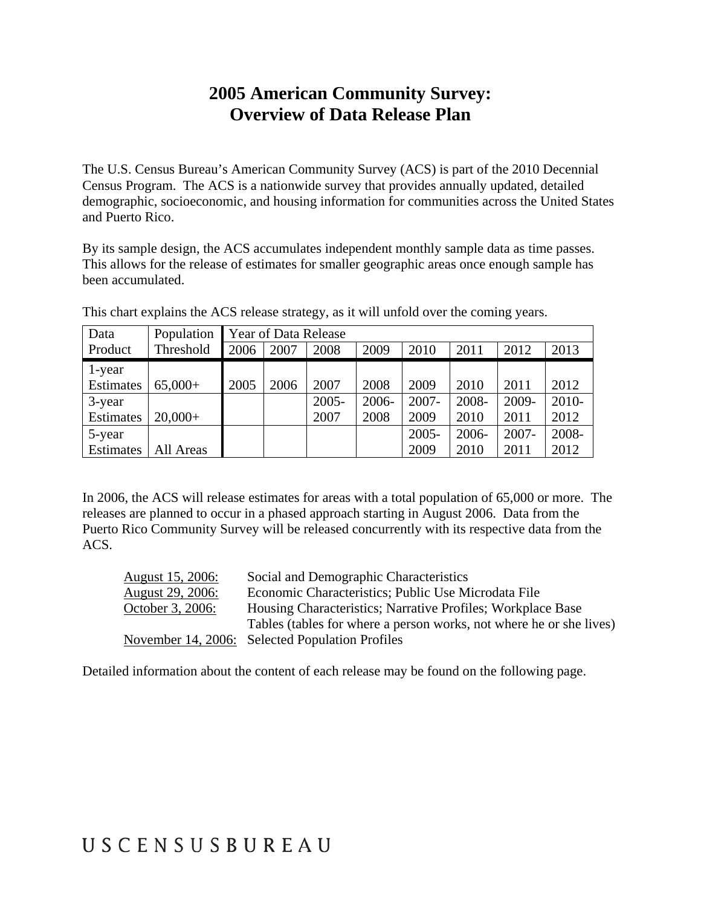# 2005 American Community Survey: Overview of Data Release Plan

The U.S. Census Bureau's American Community Survey (ACS) is part of the 2010 Decennial Census Program. The ACS is a nationwide survey that provides annually updated, detailed demographic, socioeconomic, and housing information for communities across the United States and Puerto Rico.

By its sample design, the ACS accumulates independent monthly sample data as time passes. This allows for the release of estimates for smaller geographic areas once enough sample has been accumulated.

This chart explains the ACS release strategy, as it will unfold over the coming years.

| Data Product | Population Threshold | Year of Data Release | | | | | | | |
|---|---|---|---|---|---|---|---|---|---|
| | | 2006 | 2007 | 2008 | 2009 | 2010 | 2011 | 2012 | 2013 |
| 1-year Estimates | 65,000+ | 2005 | 2006 | 2007 | 2008 | 2009 | 2010 | 2011 | 2012 |
| 3-year Estimates | 20,000+ | | | 2005-2007 | 2006-2008 | 2007-2009 | 2008-2010 | 2009-2011 | 2010-2012 |
| 5-year Estimates | All Areas | | | | | 2005-2009 | 2006-2010 | 2007-2011 | 2008-2012 |

In 2006, the ACS will release estimates for areas with a total population of 65,000 or more. The releases are planned to occur in a phased approach starting in August 2006. Data from the Puerto Rico Community Survey will be released concurrently with its respective data from the ACS.

- August 15, 2006: Social and Demographic Characteristics
- August 29, 2006: Economic Characteristics; Public Use Microdata File
- October 3, 2006: Housing Characteristics; Narrative Profiles; Workplace Base Tables (tables for where a person works, not where he or she lives)
- November 14, 2006: Selected Population Profiles

Detailed information about the content of each release may be found on the following page.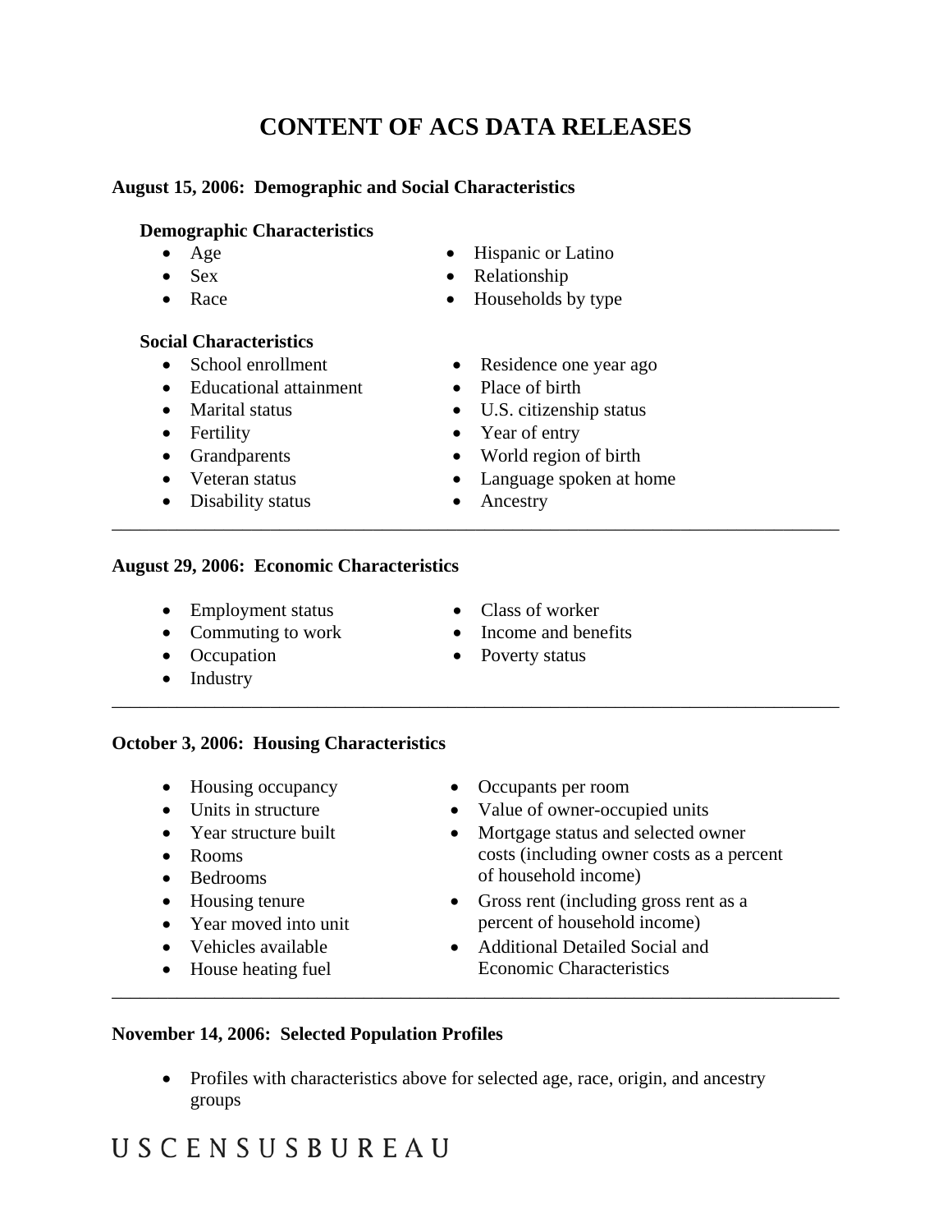# CONTENT OF ACS DATA RELEASES

**August 15, 2006: Demographic and Social Characteristics**

**Demographic Characteristics**

- Age
- Sex
- Race
- Hispanic or Latino
- Relationship
- Households by type

**Social Characteristics**

- School enrollment
- Educational attainment
- Marital status
- Fertility
- Grandparents
- Veteran status
- Disability status
- Residence one year ago
- Place of birth
- U.S. citizenship status
- Year of entry
- World region of birth
- Language spoken at home
- Ancestry

---

**August 29, 2006: Economic Characteristics**

- Employment status
- Commuting to work
- Occupation
- Industry
- Class of worker
- Income and benefits
- Poverty status

---

**October 3, 2006: Housing Characteristics**

- Housing occupancy
- Units in structure
- Year structure built
- Rooms
- Bedrooms
- Housing tenure
- Year moved into unit
- Vehicles available
- House heating fuel
- Occupants per room
- Value of owner-occupied units
- Mortgage status and selected owner costs (including owner costs as a percent of household income)
- Gross rent (including gross rent as a percent of household income)
- Additional Detailed Social and Economic Characteristics

---

**November 14, 2006: Selected Population Profiles**

- Profiles with characteristics above for selected age, race, origin, and ancestry groups

U S C E N S U S B U R E A U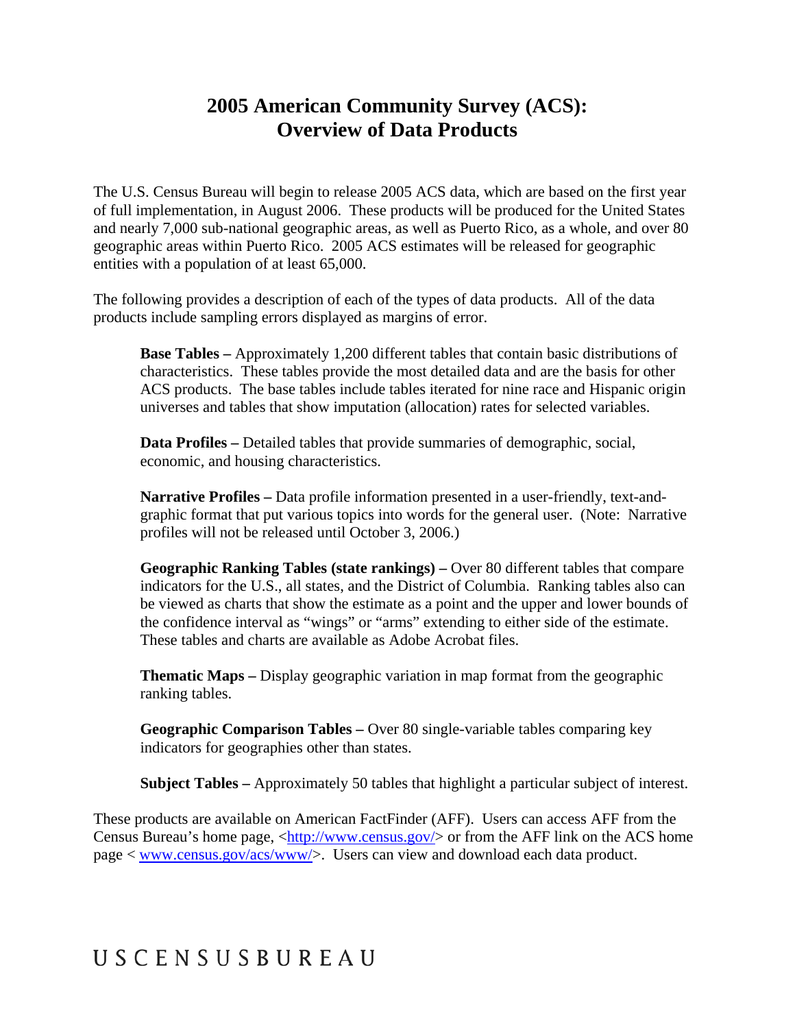# 2005 American Community Survey (ACS): Overview of Data Products

The U.S. Census Bureau will begin to release 2005 ACS data, which are based on the first year of full implementation, in August 2006. These products will be produced for the United States and nearly 7,000 sub-national geographic areas, as well as Puerto Rico, as a whole, and over 80 geographic areas within Puerto Rico. 2005 ACS estimates will be released for geographic entities with a population of at least 65,000.

The following provides a description of each of the types of data products. All of the data products include sampling errors displayed as margins of error.

> **Base Tables –** Approximately 1,200 different tables that contain basic distributions of characteristics. These tables provide the most detailed data and are the basis for other ACS products. The base tables include tables iterated for nine race and Hispanic origin universes and tables that show imputation (allocation) rates for selected variables.
>
> **Data Profiles –** Detailed tables that provide summaries of demographic, social, economic, and housing characteristics.
>
> **Narrative Profiles –** Data profile information presented in a user-friendly, text-and-graphic format that put various topics into words for the general user. (Note: Narrative profiles will not be released until October 3, 2006.)
>
> **Geographic Ranking Tables (state rankings) –** Over 80 different tables that compare indicators for the U.S., all states, and the District of Columbia. Ranking tables also can be viewed as charts that show the estimate as a point and the upper and lower bounds of the confidence interval as "wings" or "arms" extending to either side of the estimate. These tables and charts are available as Adobe Acrobat files.
>
> **Thematic Maps –** Display geographic variation in map format from the geographic ranking tables.
>
> **Geographic Comparison Tables –** Over 80 single-variable tables comparing key indicators for geographies other than states.
>
> **Subject Tables –** Approximately 50 tables that highlight a particular subject of interest.

These products are available on American FactFinder (AFF). Users can access AFF from the Census Bureau's home page, <http://www.census.gov/> or from the AFF link on the ACS home page < www.census.gov/acs/www/>. Users can view and download each data product.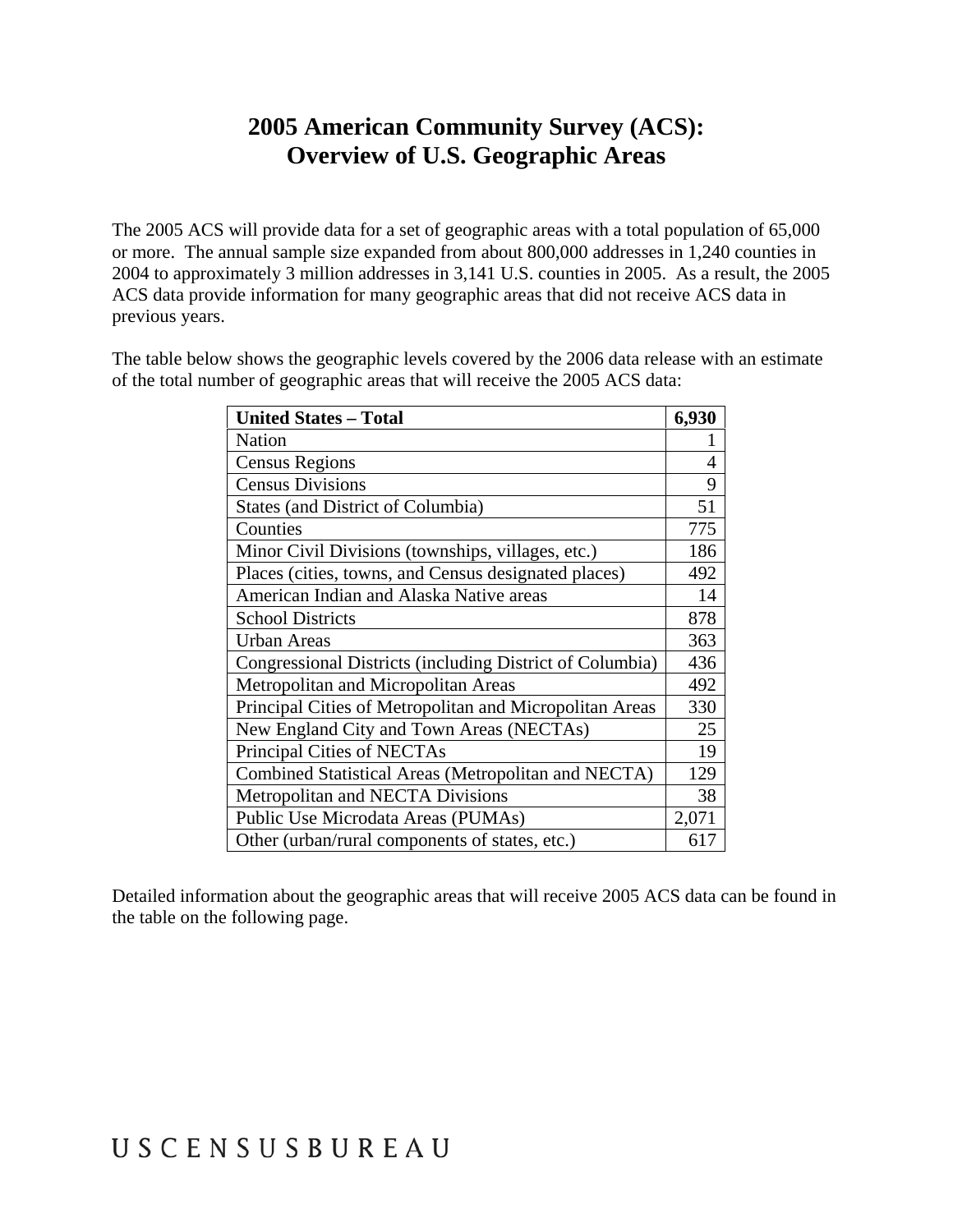# 2005 American Community Survey (ACS): Overview of U.S. Geographic Areas

The 2005 ACS will provide data for a set of geographic areas with a total population of 65,000 or more. The annual sample size expanded from about 800,000 addresses in 1,240 counties in 2004 to approximately 3 million addresses in 3,141 U.S. counties in 2005. As a result, the 2005 ACS data provide information for many geographic areas that did not receive ACS data in previous years.

The table below shows the geographic levels covered by the 2006 data release with an estimate of the total number of geographic areas that will receive the 2005 ACS data:

| **United States – Total** | **6,930** |
|---|---:|
| Nation | 1 |
| Census Regions | 4 |
| Census Divisions | 9 |
| States (and District of Columbia) | 51 |
| Counties | 775 |
| Minor Civil Divisions (townships, villages, etc.) | 186 |
| Places (cities, towns, and Census designated places) | 492 |
| American Indian and Alaska Native areas | 14 |
| School Districts | 878 |
| Urban Areas | 363 |
| Congressional Districts (including District of Columbia) | 436 |
| Metropolitan and Micropolitan Areas | 492 |
| Principal Cities of Metropolitan and Micropolitan Areas | 330 |
| New England City and Town Areas (NECTAs) | 25 |
| Principal Cities of NECTAs | 19 |
| Combined Statistical Areas (Metropolitan and NECTA) | 129 |
| Metropolitan and NECTA Divisions | 38 |
| Public Use Microdata Areas (PUMAs) | 2,071 |
| Other (urban/rural components of states, etc.) | 617 |

Detailed information about the geographic areas that will receive 2005 ACS data can be found in the table on the following page.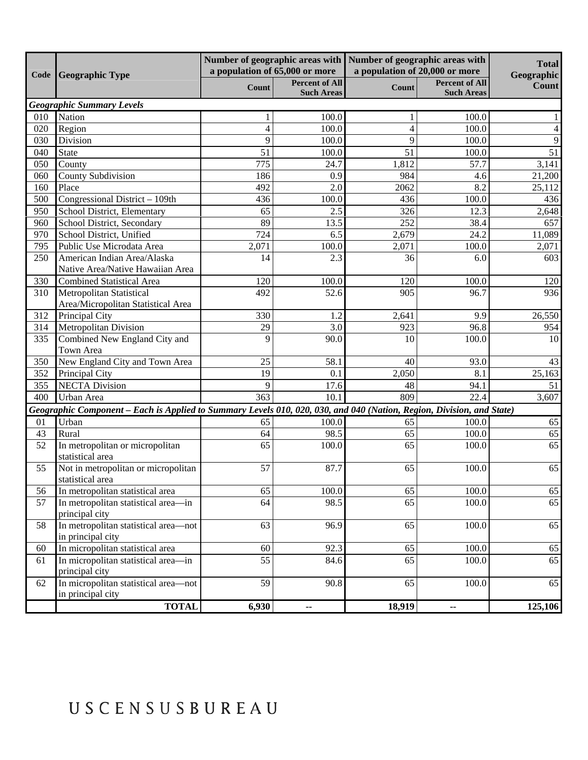| Code | Geographic Type | Number of geographic areas with a population of 65,000 or more | | Number of geographic areas with a population of 20,000 or more | | Total Geographic Count |
|---|---|---|---|---|---|---|
| | | Count | Percent of All Such Areas | Count | Percent of All Such Areas | |
| ***Geographic Summary Levels*** | | | | | | |
| 010 | Nation | 1 | 100.0 | 1 | 100.0 | 1 |
| 020 | Region | 4 | 100.0 | 4 | 100.0 | 4 |
| 030 | Division | 9 | 100.0 | 9 | 100.0 | 9 |
| 040 | State | 51 | 100.0 | 51 | 100.0 | 51 |
| 050 | County | 775 | 24.7 | 1,812 | 57.7 | 3,141 |
| 060 | County Subdivision | 186 | 0.9 | 984 | 4.6 | 21,200 |
| 160 | Place | 492 | 2.0 | 2062 | 8.2 | 25,112 |
| 500 | Congressional District – 109th | 436 | 100.0 | 436 | 100.0 | 436 |
| 950 | School District, Elementary | 65 | 2.5 | 326 | 12.3 | 2,648 |
| 960 | School District, Secondary | 89 | 13.5 | 252 | 38.4 | 657 |
| 970 | School District, Unified | 724 | 6.5 | 2,679 | 24.2 | 11,089 |
| 795 | Public Use Microdata Area | 2,071 | 100.0 | 2,071 | 100.0 | 2,071 |
| 250 | American Indian Area/Alaska Native Area/Native Hawaiian Area | 14 | 2.3 | 36 | 6.0 | 603 |
| 330 | Combined Statistical Area | 120 | 100.0 | 120 | 100.0 | 120 |
| 310 | Metropolitan Statistical Area/Micropolitan Statistical Area | 492 | 52.6 | 905 | 96.7 | 936 |
| 312 | Principal City | 330 | 1.2 | 2,641 | 9.9 | 26,550 |
| 314 | Metropolitan Division | 29 | 3.0 | 923 | 96.8 | 954 |
| 335 | Combined New England City and Town Area | 9 | 90.0 | 10 | 100.0 | 10 |
| 350 | New England City and Town Area | 25 | 58.1 | 40 | 93.0 | 43 |
| 352 | Principal City | 19 | 0.1 | 2,050 | 8.1 | 25,163 |
| 355 | NECTA Division | 9 | 17.6 | 48 | 94.1 | 51 |
| 400 | Urban Area | 363 | 10.1 | 809 | 22.4 | 3,607 |
| ***Geographic Component – Each is Applied to Summary Levels 010, 020, 030, and 040 (Nation, Region, Division, and State)*** | | | | | | |
| 01 | Urban | 65 | 100.0 | 65 | 100.0 | 65 |
| 43 | Rural | 64 | 98.5 | 65 | 100.0 | 65 |
| 52 | In metropolitan or micropolitan statistical area | 65 | 100.0 | 65 | 100.0 | 65 |
| 55 | Not in metropolitan or micropolitan statistical area | 57 | 87.7 | 65 | 100.0 | 65 |
| 56 | In metropolitan statistical area | 65 | 100.0 | 65 | 100.0 | 65 |
| 57 | In metropolitan statistical area—in principal city | 64 | 98.5 | 65 | 100.0 | 65 |
| 58 | In metropolitan statistical area—not in principal city | 63 | 96.9 | 65 | 100.0 | 65 |
| 60 | In micropolitan statistical area | 60 | 92.3 | 65 | 100.0 | 65 |
| 61 | In micropolitan statistical area—in principal city | 55 | 84.6 | 65 | 100.0 | 65 |
| 62 | In micropolitan statistical area—not in principal city | 59 | 90.8 | 65 | 100.0 | 65 |
| | **TOTAL** | **6,930** | -- | **18,919** | -- | **125,106** |

USCENSUSBUREAU